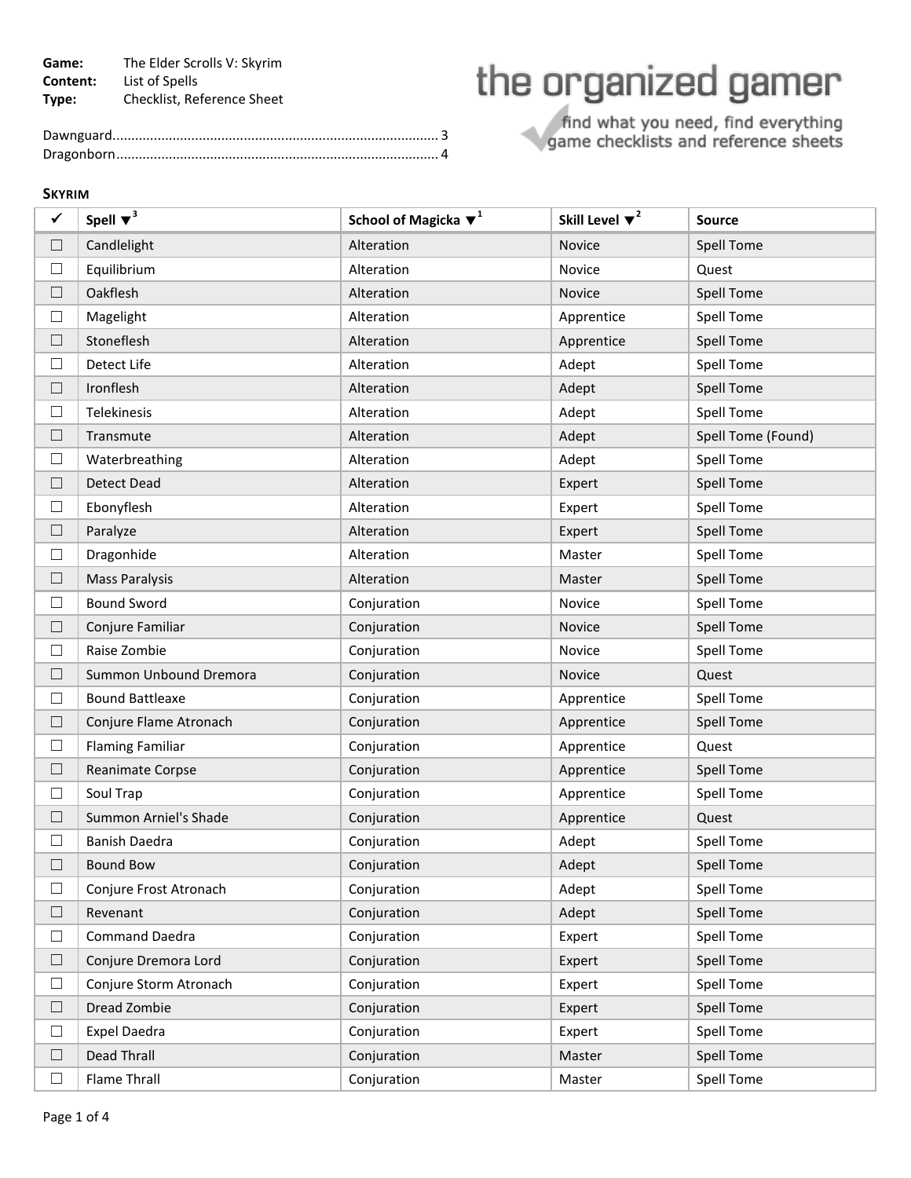**Game:** The Elder Scrolls V: Skyrim
**Content:** List of Spells
**Type:** Checklist, Reference Sheet

the organized gamer
find what you need, find everything
game checklists and reference sheets

Dawnguard....................................................................................... 3
Dragonborn...................................................................................... 4

## Skyrim

| ✓ | Spell ▼[3] | School of Magicka ▼[1] | Skill Level ▼[2] | Source |
|---|---|---|---|---|
| ☐ | Candlelight | Alteration | Novice | Spell Tome |
| ☐ | Equilibrium | Alteration | Novice | Quest |
| ☐ | Oakflesh | Alteration | Novice | Spell Tome |
| ☐ | Magelight | Alteration | Apprentice | Spell Tome |
| ☐ | Stoneflesh | Alteration | Apprentice | Spell Tome |
| ☐ | Detect Life | Alteration | Adept | Spell Tome |
| ☐ | Ironflesh | Alteration | Adept | Spell Tome |
| ☐ | Telekinesis | Alteration | Adept | Spell Tome |
| ☐ | Transmute | Alteration | Adept | Spell Tome (Found) |
| ☐ | Waterbreathing | Alteration | Adept | Spell Tome |
| ☐ | Detect Dead | Alteration | Expert | Spell Tome |
| ☐ | Ebonyflesh | Alteration | Expert | Spell Tome |
| ☐ | Paralyze | Alteration | Expert | Spell Tome |
| ☐ | Dragonhide | Alteration | Master | Spell Tome |
| ☐ | Mass Paralysis | Alteration | Master | Spell Tome |
| ☐ | Bound Sword | Conjuration | Novice | Spell Tome |
| ☐ | Conjure Familiar | Conjuration | Novice | Spell Tome |
| ☐ | Raise Zombie | Conjuration | Novice | Spell Tome |
| ☐ | Summon Unbound Dremora | Conjuration | Novice | Quest |
| ☐ | Bound Battleaxe | Conjuration | Apprentice | Spell Tome |
| ☐ | Conjure Flame Atronach | Conjuration | Apprentice | Spell Tome |
| ☐ | Flaming Familiar | Conjuration | Apprentice | Quest |
| ☐ | Reanimate Corpse | Conjuration | Apprentice | Spell Tome |
| ☐ | Soul Trap | Conjuration | Apprentice | Spell Tome |
| ☐ | Summon Arniel's Shade | Conjuration | Apprentice | Quest |
| ☐ | Banish Daedra | Conjuration | Adept | Spell Tome |
| ☐ | Bound Bow | Conjuration | Adept | Spell Tome |
| ☐ | Conjure Frost Atronach | Conjuration | Adept | Spell Tome |
| ☐ | Revenant | Conjuration | Adept | Spell Tome |
| ☐ | Command Daedra | Conjuration | Expert | Spell Tome |
| ☐ | Conjure Dremora Lord | Conjuration | Expert | Spell Tome |
| ☐ | Conjure Storm Atronach | Conjuration | Expert | Spell Tome |
| ☐ | Dread Zombie | Conjuration | Expert | Spell Tome |
| ☐ | Expel Daedra | Conjuration | Expert | Spell Tome |
| ☐ | Dead Thrall | Conjuration | Master | Spell Tome |
| ☐ | Flame Thrall | Conjuration | Master | Spell Tome |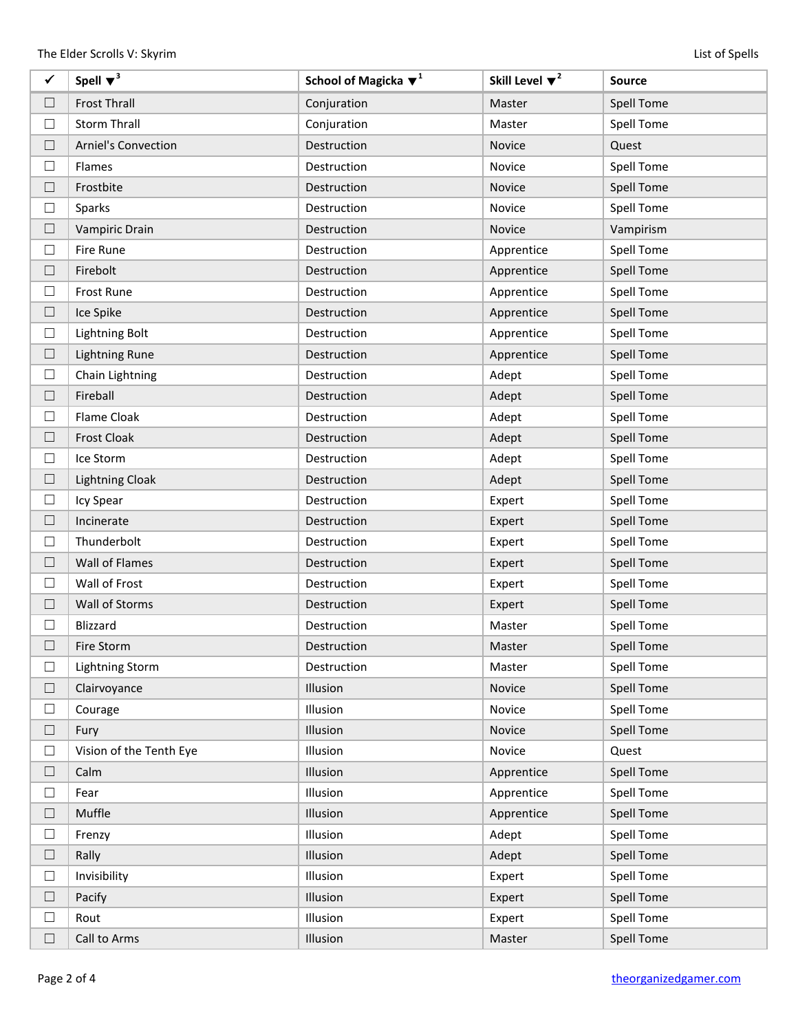| ✓ | Spell ▼[3] | School of Magicka ▼[1] | Skill Level ▼[2] | Source |
|---|---|---|---|---|
| ☐ | Frost Thrall | Conjuration | Master | Spell Tome |
| ☐ | Storm Thrall | Conjuration | Master | Spell Tome |
| ☐ | Arniel's Convection | Destruction | Novice | Quest |
| ☐ | Flames | Destruction | Novice | Spell Tome |
| ☐ | Frostbite | Destruction | Novice | Spell Tome |
| ☐ | Sparks | Destruction | Novice | Spell Tome |
| ☐ | Vampiric Drain | Destruction | Novice | Vampirism |
| ☐ | Fire Rune | Destruction | Apprentice | Spell Tome |
| ☐ | Firebolt | Destruction | Apprentice | Spell Tome |
| ☐ | Frost Rune | Destruction | Apprentice | Spell Tome |
| ☐ | Ice Spike | Destruction | Apprentice | Spell Tome |
| ☐ | Lightning Bolt | Destruction | Apprentice | Spell Tome |
| ☐ | Lightning Rune | Destruction | Apprentice | Spell Tome |
| ☐ | Chain Lightning | Destruction | Adept | Spell Tome |
| ☐ | Fireball | Destruction | Adept | Spell Tome |
| ☐ | Flame Cloak | Destruction | Adept | Spell Tome |
| ☐ | Frost Cloak | Destruction | Adept | Spell Tome |
| ☐ | Ice Storm | Destruction | Adept | Spell Tome |
| ☐ | Lightning Cloak | Destruction | Adept | Spell Tome |
| ☐ | Icy Spear | Destruction | Expert | Spell Tome |
| ☐ | Incinerate | Destruction | Expert | Spell Tome |
| ☐ | Thunderbolt | Destruction | Expert | Spell Tome |
| ☐ | Wall of Flames | Destruction | Expert | Spell Tome |
| ☐ | Wall of Frost | Destruction | Expert | Spell Tome |
| ☐ | Wall of Storms | Destruction | Expert | Spell Tome |
| ☐ | Blizzard | Destruction | Master | Spell Tome |
| ☐ | Fire Storm | Destruction | Master | Spell Tome |
| ☐ | Lightning Storm | Destruction | Master | Spell Tome |
| ☐ | Clairvoyance | Illusion | Novice | Spell Tome |
| ☐ | Courage | Illusion | Novice | Spell Tome |
| ☐ | Fury | Illusion | Novice | Spell Tome |
| ☐ | Vision of the Tenth Eye | Illusion | Novice | Quest |
| ☐ | Calm | Illusion | Apprentice | Spell Tome |
| ☐ | Fear | Illusion | Apprentice | Spell Tome |
| ☐ | Muffle | Illusion | Apprentice | Spell Tome |
| ☐ | Frenzy | Illusion | Adept | Spell Tome |
| ☐ | Rally | Illusion | Adept | Spell Tome |
| ☐ | Invisibility | Illusion | Expert | Spell Tome |
| ☐ | Pacify | Illusion | Expert | Spell Tome |
| ☐ | Rout | Illusion | Expert | Spell Tome |
| ☐ | Call to Arms | Illusion | Master | Spell Tome |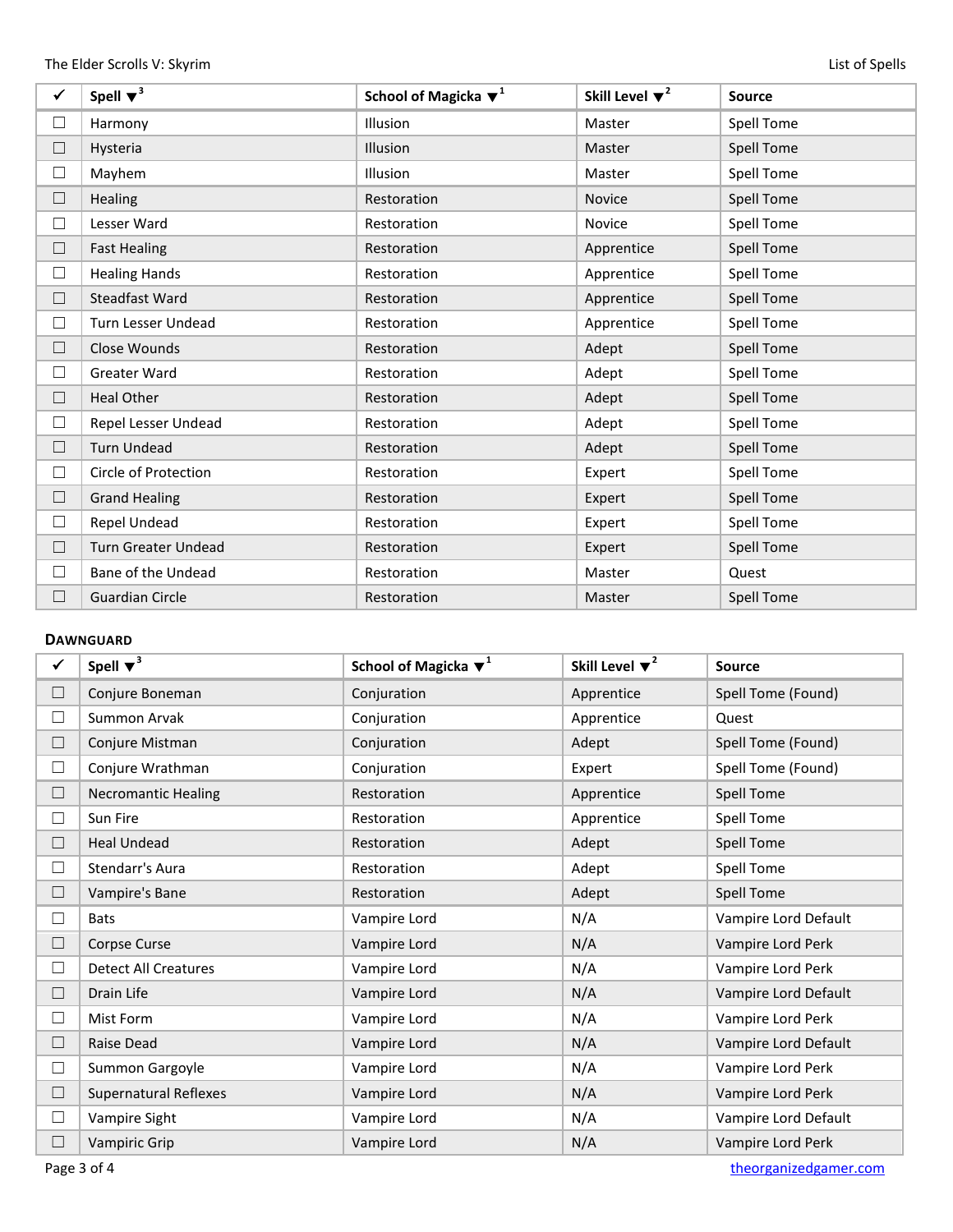| ✓ | Spell ▼[3] | School of Magicka ▼[1] | Skill Level ▼[2] | Source |
|---|---|---|---|---|
| ☐ | Harmony | Illusion | Master | Spell Tome |
| ☐ | Hysteria | Illusion | Master | Spell Tome |
| ☐ | Mayhem | Illusion | Master | Spell Tome |
| ☐ | Healing | Restoration | Novice | Spell Tome |
| ☐ | Lesser Ward | Restoration | Novice | Spell Tome |
| ☐ | Fast Healing | Restoration | Apprentice | Spell Tome |
| ☐ | Healing Hands | Restoration | Apprentice | Spell Tome |
| ☐ | Steadfast Ward | Restoration | Apprentice | Spell Tome |
| ☐ | Turn Lesser Undead | Restoration | Apprentice | Spell Tome |
| ☐ | Close Wounds | Restoration | Adept | Spell Tome |
| ☐ | Greater Ward | Restoration | Adept | Spell Tome |
| ☐ | Heal Other | Restoration | Adept | Spell Tome |
| ☐ | Repel Lesser Undead | Restoration | Adept | Spell Tome |
| ☐ | Turn Undead | Restoration | Adept | Spell Tome |
| ☐ | Circle of Protection | Restoration | Expert | Spell Tome |
| ☐ | Grand Healing | Restoration | Expert | Spell Tome |
| ☐ | Repel Undead | Restoration | Expert | Spell Tome |
| ☐ | Turn Greater Undead | Restoration | Expert | Spell Tome |
| ☐ | Bane of the Undead | Restoration | Master | Quest |
| ☐ | Guardian Circle | Restoration | Master | Spell Tome |

## DAWNGUARD

| ✓ | Spell ▼[3] | School of Magicka ▼[1] | Skill Level ▼[2] | Source |
|---|---|---|---|---|
| ☐ | Conjure Boneman | Conjuration | Apprentice | Spell Tome (Found) |
| ☐ | Summon Arvak | Conjuration | Apprentice | Quest |
| ☐ | Conjure Mistman | Conjuration | Adept | Spell Tome (Found) |
| ☐ | Conjure Wrathman | Conjuration | Expert | Spell Tome (Found) |
| ☐ | Necromantic Healing | Restoration | Apprentice | Spell Tome |
| ☐ | Sun Fire | Restoration | Apprentice | Spell Tome |
| ☐ | Heal Undead | Restoration | Adept | Spell Tome |
| ☐ | Stendarr's Aura | Restoration | Adept | Spell Tome |
| ☐ | Vampire's Bane | Restoration | Adept | Spell Tome |
| ☐ | Bats | Vampire Lord | N/A | Vampire Lord Default |
| ☐ | Corpse Curse | Vampire Lord | N/A | Vampire Lord Perk |
| ☐ | Detect All Creatures | Vampire Lord | N/A | Vampire Lord Perk |
| ☐ | Drain Life | Vampire Lord | N/A | Vampire Lord Default |
| ☐ | Mist Form | Vampire Lord | N/A | Vampire Lord Perk |
| ☐ | Raise Dead | Vampire Lord | N/A | Vampire Lord Default |
| ☐ | Summon Gargoyle | Vampire Lord | N/A | Vampire Lord Perk |
| ☐ | Supernatural Reflexes | Vampire Lord | N/A | Vampire Lord Perk |
| ☐ | Vampire Sight | Vampire Lord | N/A | Vampire Lord Default |
| ☐ | Vampiric Grip | Vampire Lord | N/A | Vampire Lord Perk |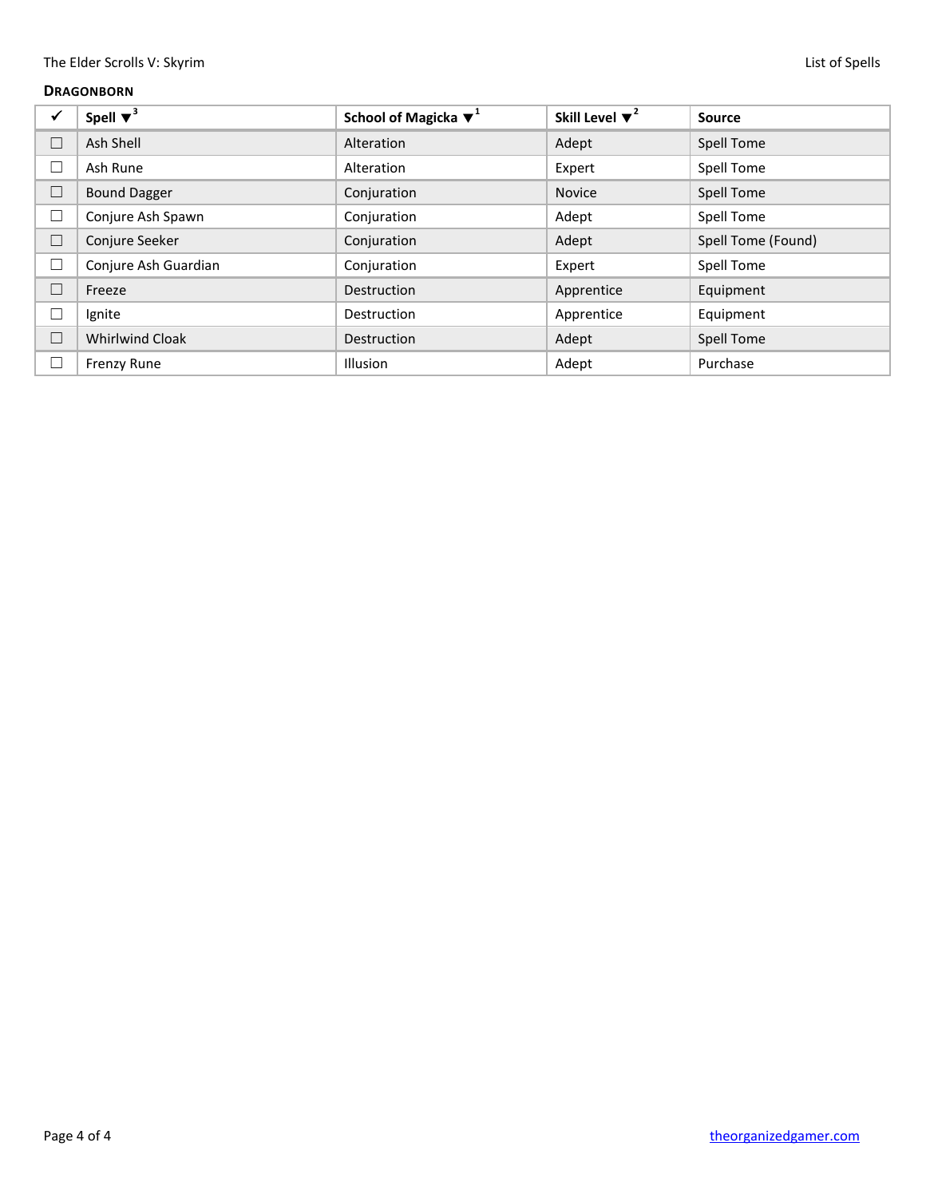## Dragonborn

| ✓ | Spell ▼[3] | School of Magicka ▼[1] | Skill Level ▼[2] | Source |
|---|---|---|---|---|
| ☐ | Ash Shell | Alteration | Adept | Spell Tome |
| ☐ | Ash Rune | Alteration | Expert | Spell Tome |
| ☐ | Bound Dagger | Conjuration | Novice | Spell Tome |
| ☐ | Conjure Ash Spawn | Conjuration | Adept | Spell Tome |
| ☐ | Conjure Seeker | Conjuration | Adept | Spell Tome (Found) |
| ☐ | Conjure Ash Guardian | Conjuration | Expert | Spell Tome |
| ☐ | Freeze | Destruction | Apprentice | Equipment |
| ☐ | Ignite | Destruction | Apprentice | Equipment |
| ☐ | Whirlwind Cloak | Destruction | Adept | Spell Tome |
| ☐ | Frenzy Rune | Illusion | Adept | Purchase |